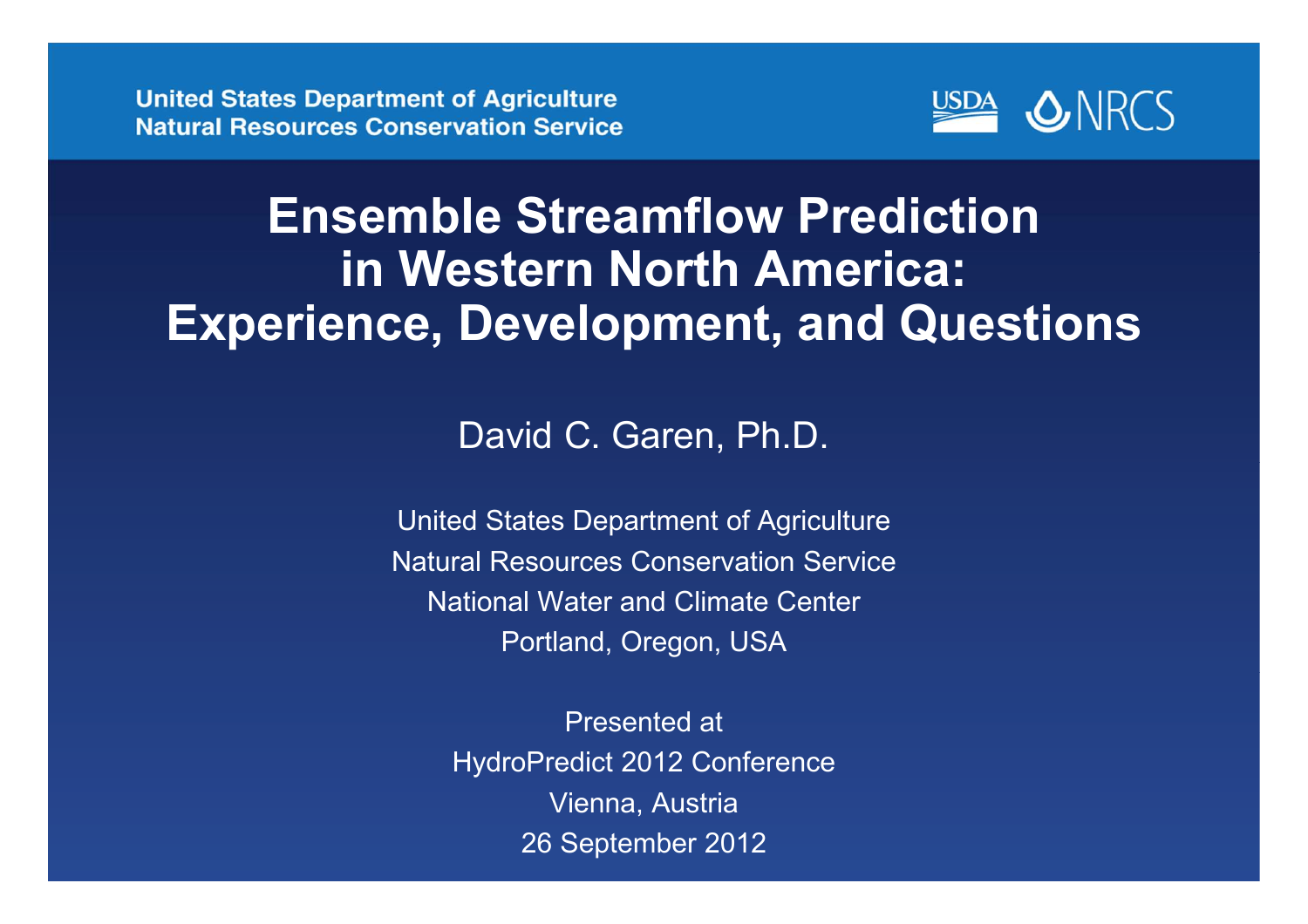United States Department of Agriculture
Natural Resources Conservation Service

USDA NRCS

# Ensemble Streamflow Prediction in Western North America: Experience, Development, and Questions

David C. Garen, Ph.D.

United States Department of Agriculture
Natural Resources Conservation Service
National Water and Climate Center
Portland, Oregon, USA

Presented at
HydroPredict 2012 Conference
Vienna, Austria
26 September 2012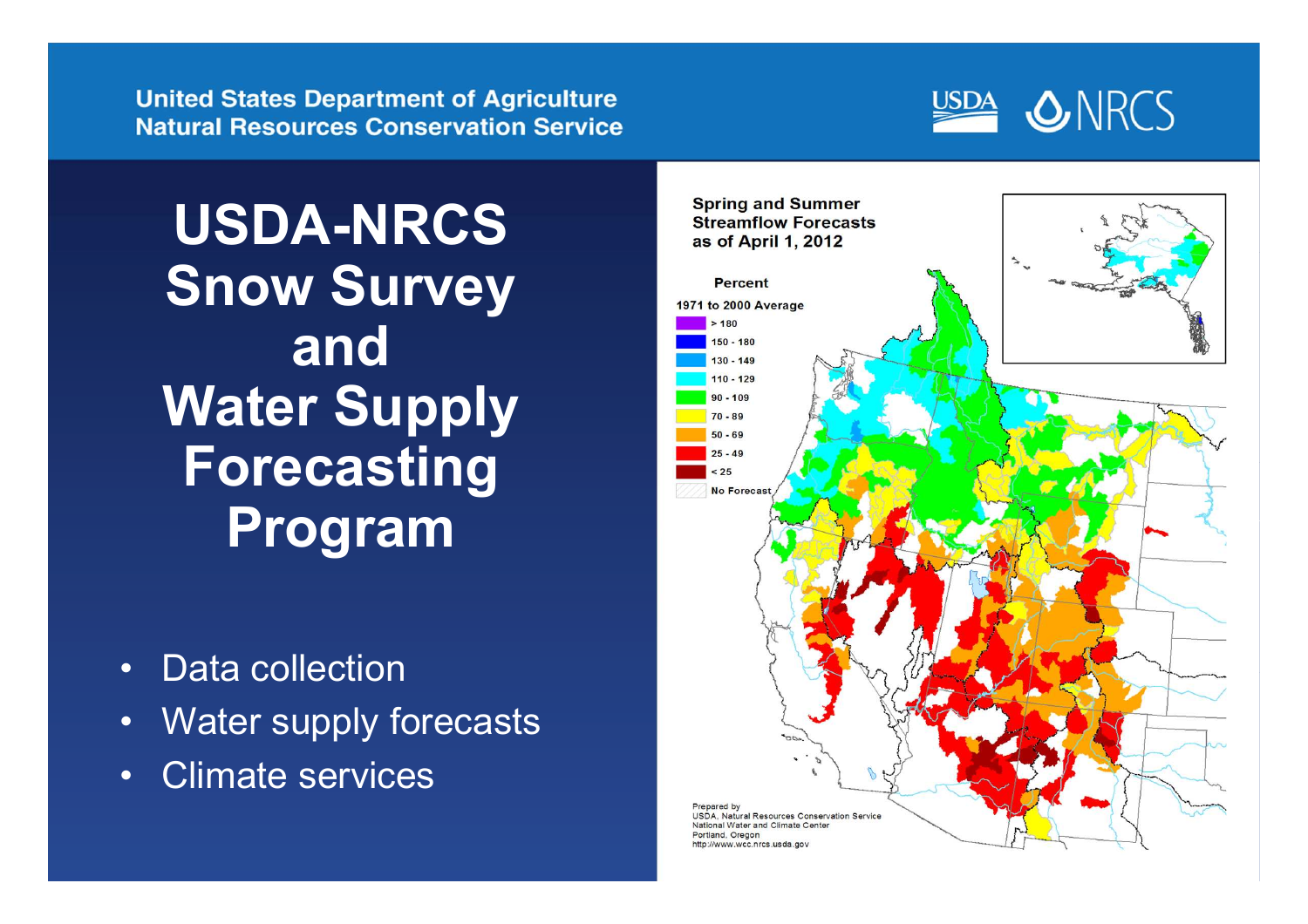United States Department of Agriculture
Natural Resources Conservation Service

USDA NRCS

# USDA-NRCS Snow Survey and Water Supply Forecasting Program

- Data collection
- Water supply forecasts
- Climate services

Spring and Summer Streamflow Forecasts as of April 1, 2012

Percent
1971 to 2000 Average

> 180
150 - 180
130 - 149
110 - 129
90 - 109
70 - 89
50 - 69
25 - 49
< 25
No Forecast

Prepared by
USDA, Natural Resources Conservation Service
National Water and Climate Center
Portland, Oregon
http://www.wcc.nrcs.usda.gov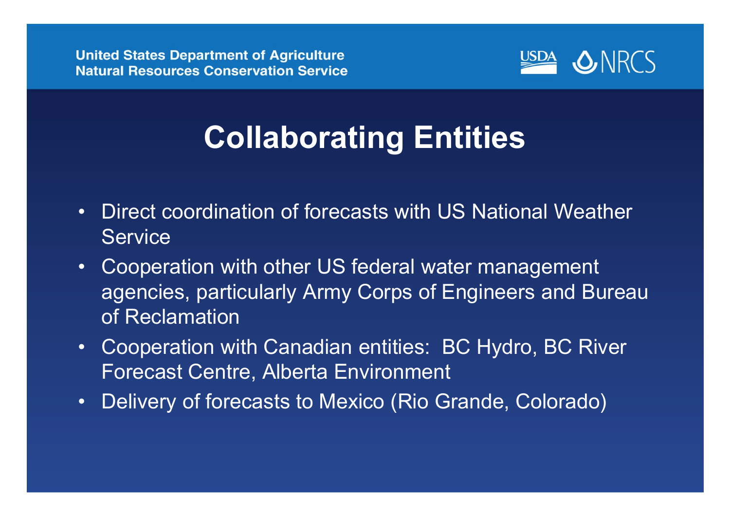# Collaborating Entities

- Direct coordination of forecasts with US National Weather Service
- Cooperation with other US federal water management agencies, particularly Army Corps of Engineers and Bureau of Reclamation
- Cooperation with Canadian entities: BC Hydro, BC River Forecast Centre, Alberta Environment
- Delivery of forecasts to Mexico (Rio Grande, Colorado)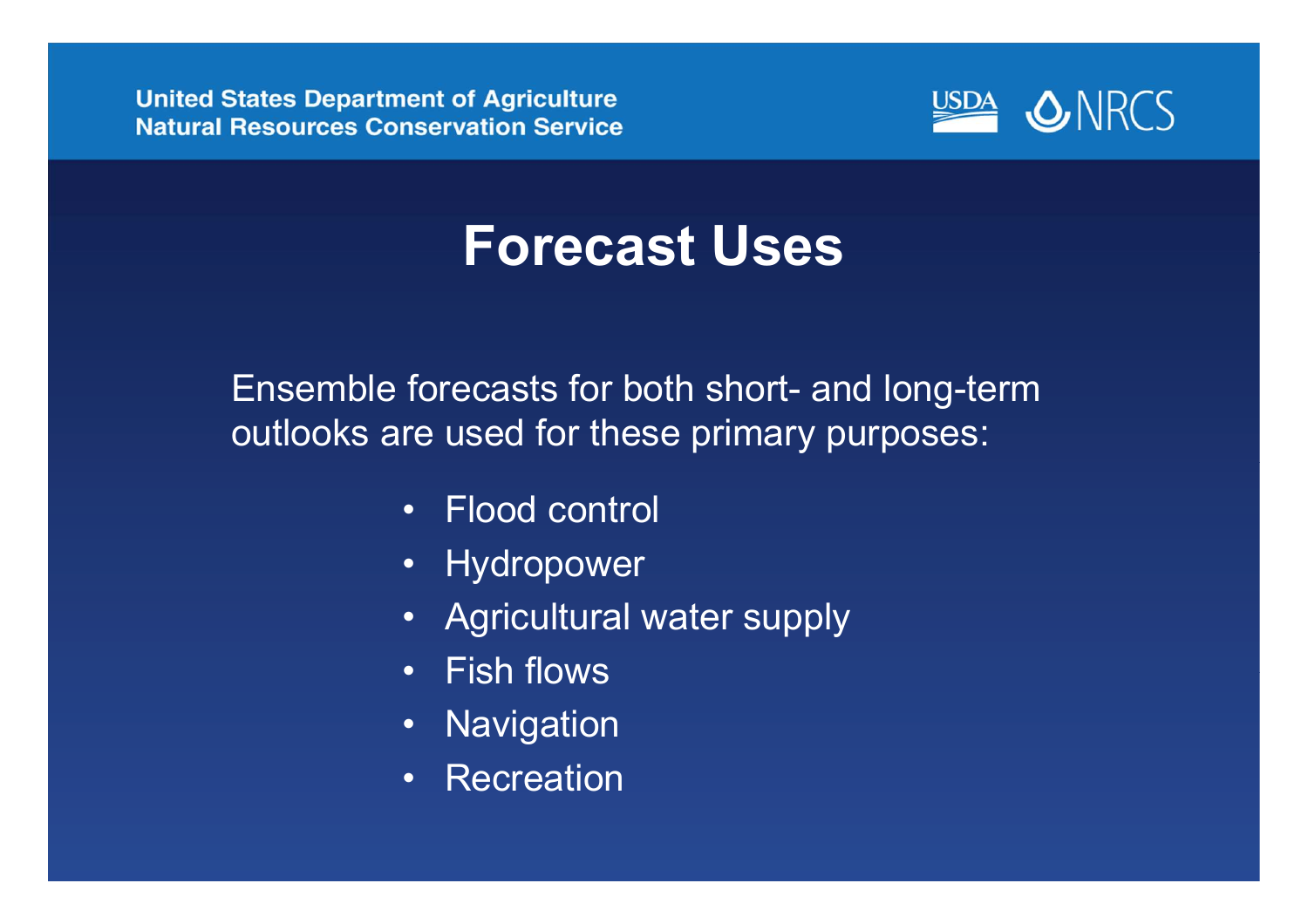# Forecast Uses

Ensemble forecasts for both short- and long-term outlooks are used for these primary purposes:

- Flood control
- Hydropower
- Agricultural water supply
- Fish flows
- Navigation
- Recreation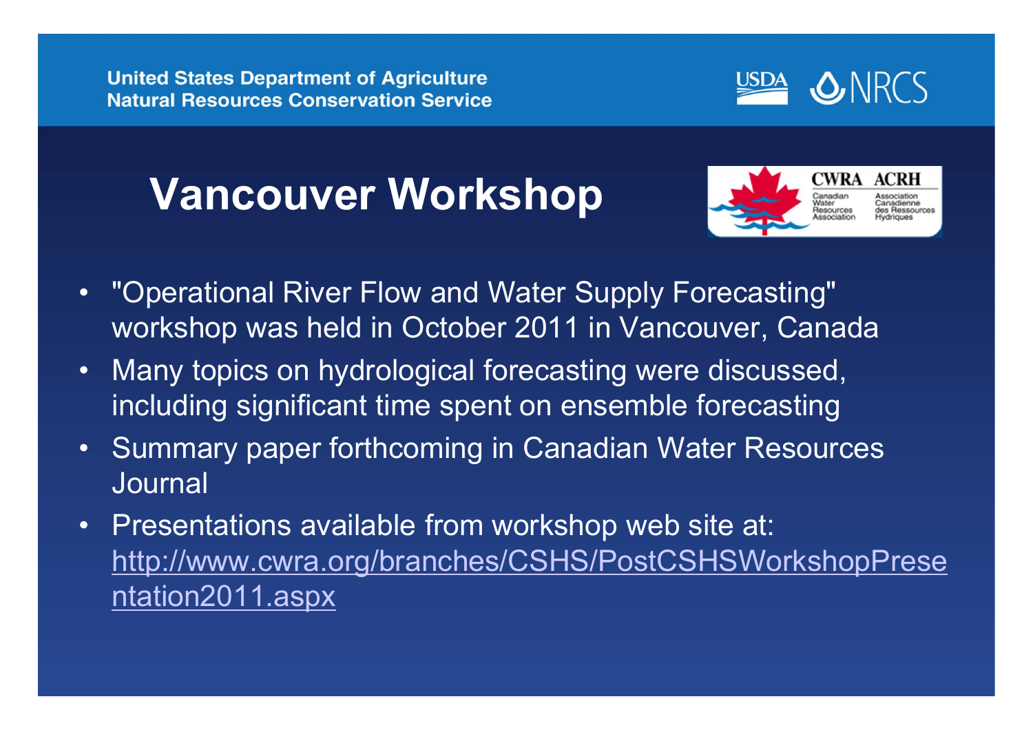# Vancouver Workshop

- "Operational River Flow and Water Supply Forecasting" workshop was held in October 2011 in Vancouver, Canada
- Many topics on hydrological forecasting were discussed, including significant time spent on ensemble forecasting
- Summary paper forthcoming in Canadian Water Resources Journal
- Presentations available from workshop web site at: http://www.cwra.org/branches/CSHS/PostCSHSWorkshopPresentation2011.aspx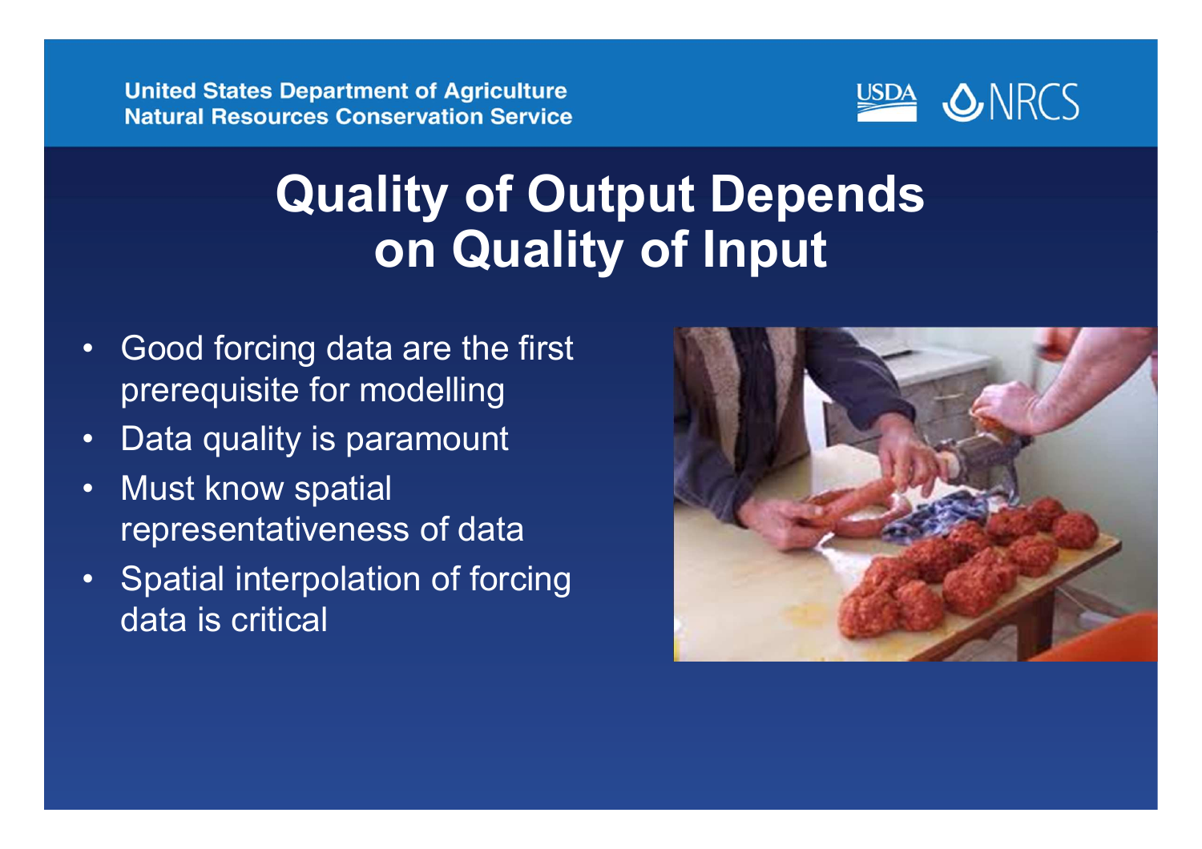# Quality of Output Depends on Quality of Input

- Good forcing data are the first prerequisite for modelling
- Data quality is paramount
- Must know spatial representativeness of data
- Spatial interpolation of forcing data is critical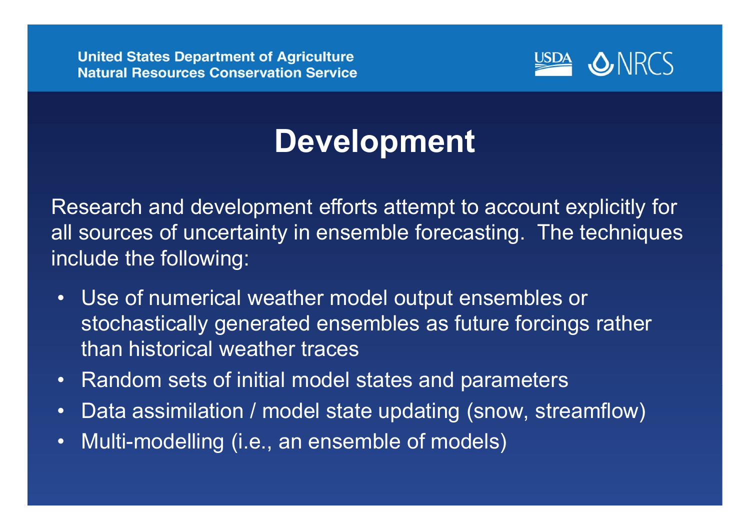# Development

Research and development efforts attempt to account explicitly for all sources of uncertainty in ensemble forecasting. The techniques include the following:

- Use of numerical weather model output ensembles or stochastically generated ensembles as future forcings rather than historical weather traces
- Random sets of initial model states and parameters
- Data assimilation / model state updating (snow, streamflow)
- Multi-modelling (i.e., an ensemble of models)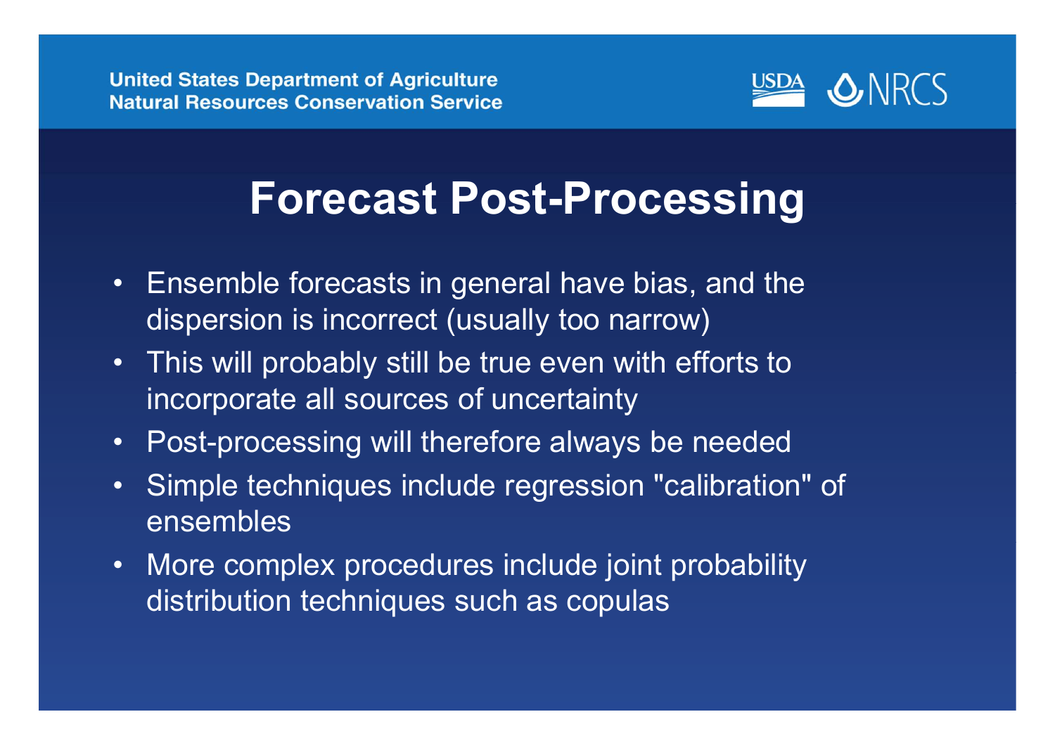# Forecast Post-Processing

- Ensemble forecasts in general have bias, and the dispersion is incorrect (usually too narrow)
- This will probably still be true even with efforts to incorporate all sources of uncertainty
- Post-processing will therefore always be needed
- Simple techniques include regression "calibration" of ensembles
- More complex procedures include joint probability distribution techniques such as copulas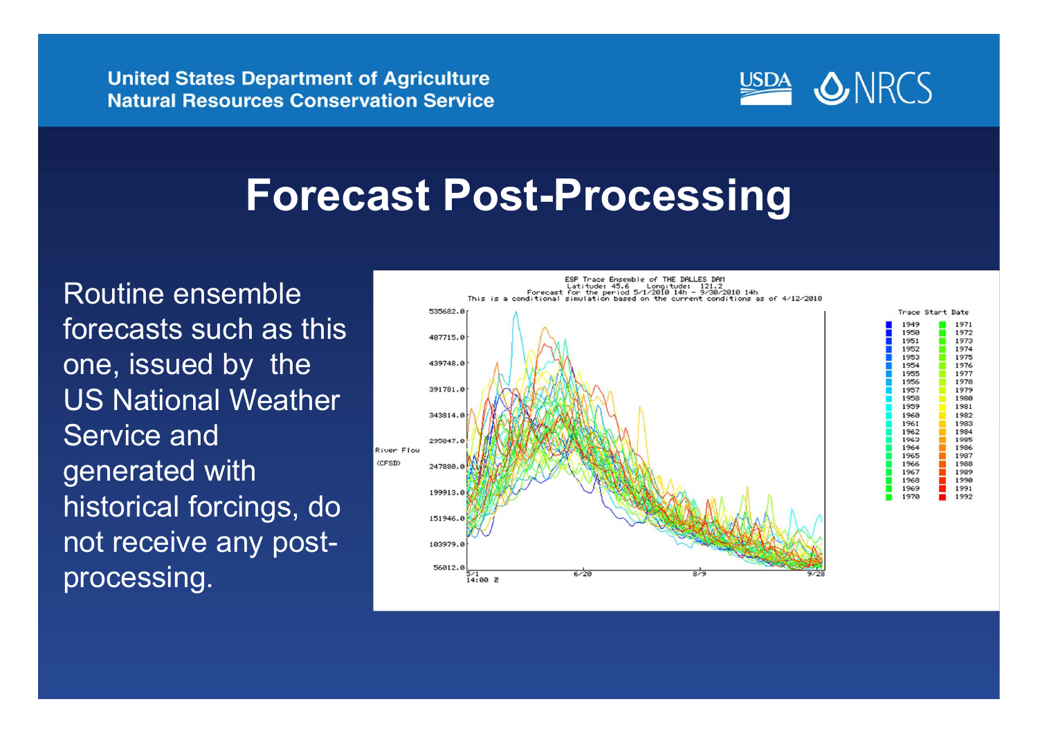United States Department of Agriculture
Natural Resources Conservation Service

USDA NRCS

# Forecast Post-Processing

Routine ensemble forecasts such as this one, issued by the US National Weather Service and generated with historical forcings, do not receive any post-processing.

ESP Trace Ensemble of THE DALLES DAM
Latitude: 45.6 Longitude: 121.2
Forecast for the period 5/1/2010 14h - 9/30/2010 14h
This is a conditional simulation based on the current conditions as of 4/12/2010

River Flow (CFSD)

535682.0
487715.0
439748.0
391781.0
343814.0
295847.0
247880.0
199913.0
151946.0
103979.0
56012.0

5/1 14:00 Z
6/20
8/9
9/28

Trace Start Date

1949 1950 1951 1952 1953 1954 1955 1956 1957 1958 1959 1960 1961 1962 1963 1964 1965 1966 1967 1968 1969 1970

1971 1972 1973 1974 1975 1976 1977 1978 1979 1980 1981 1982 1983 1984 1985 1986 1987 1988 1989 1990 1991 1992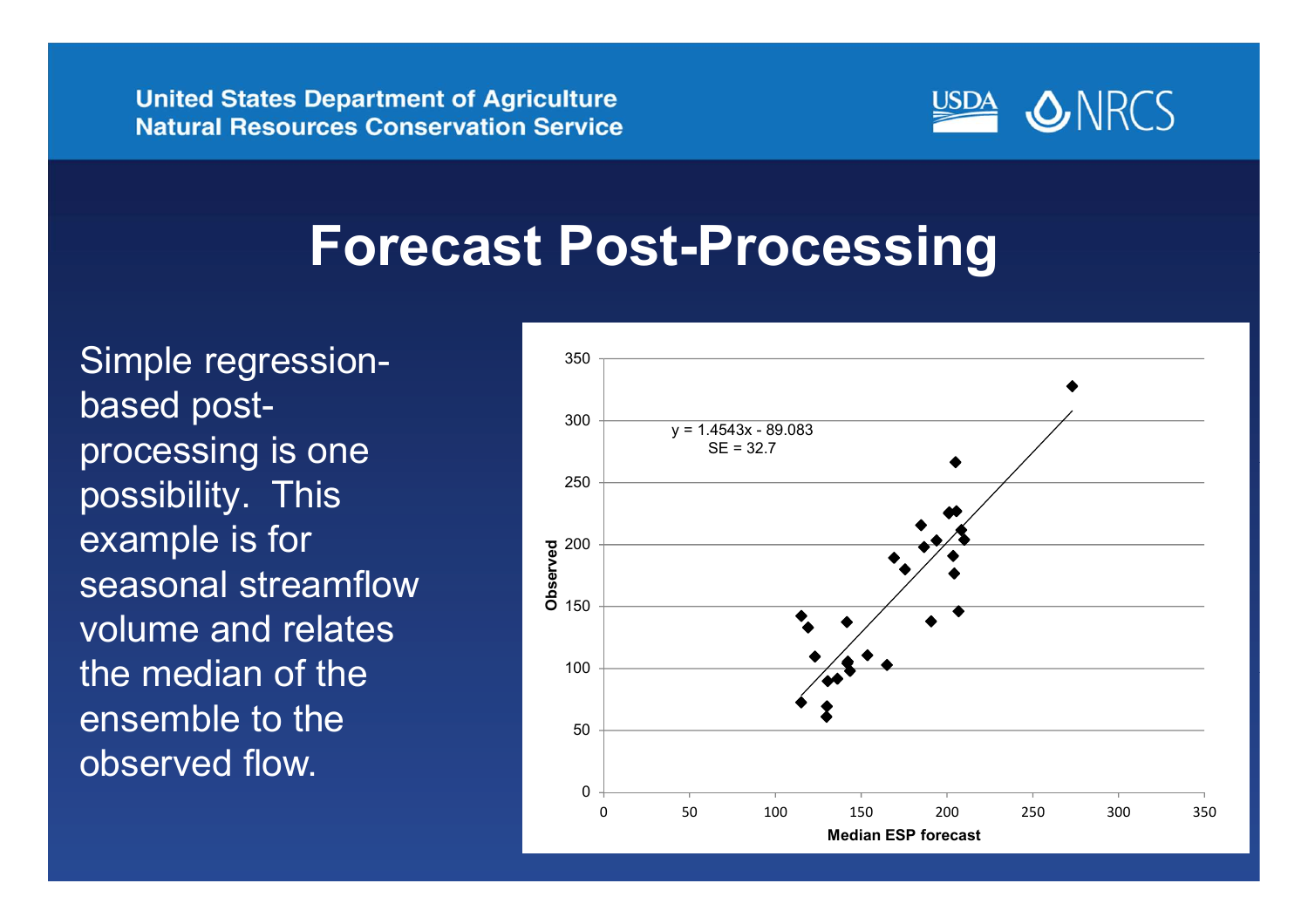# Forecast Post-Processing

Simple regression-based post-processing is one possibility. This example is for seasonal streamflow volume and relates the median of the ensemble to the observed flow.

$y = 1.4543x - 89.083$

SE = 32.7

Observed

0
50
100
150
200
250
300
350

Median ESP forecast

0
50
100
150
200
250
300
350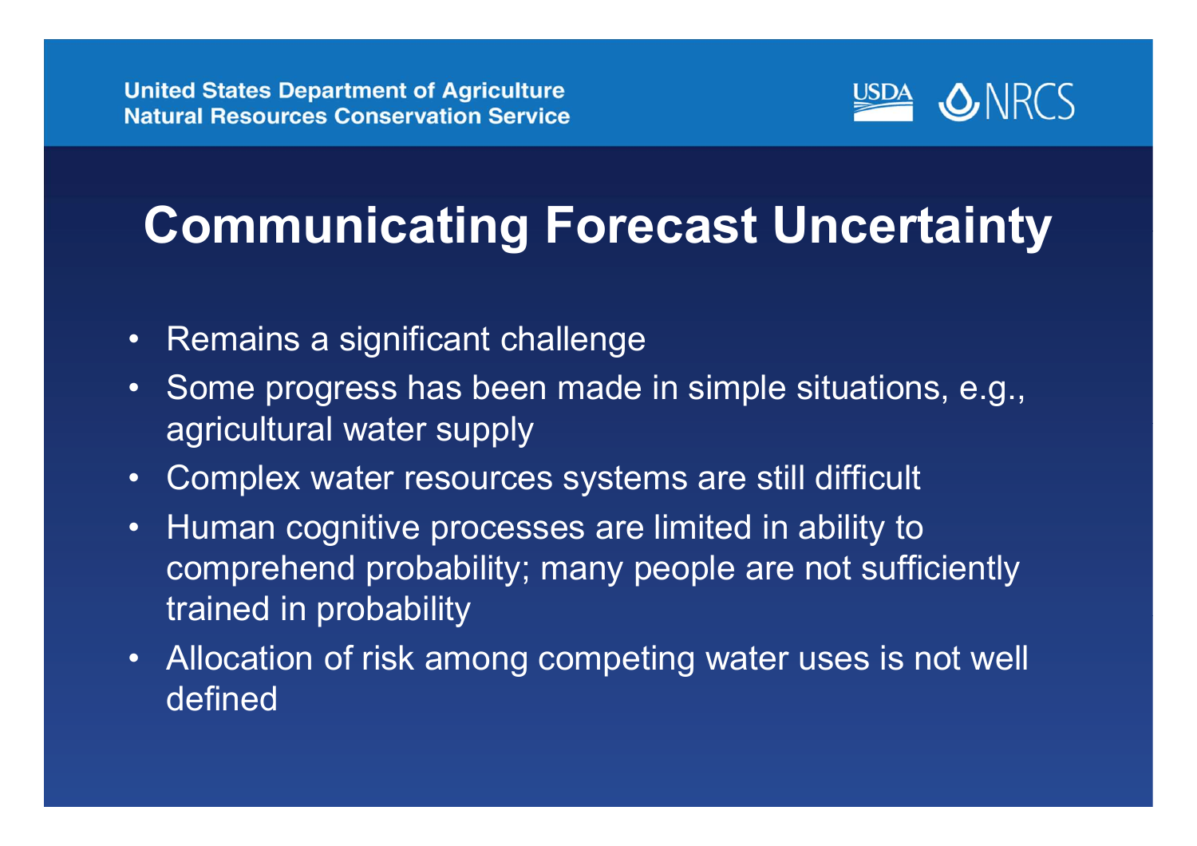# Communicating Forecast Uncertainty

- Remains a significant challenge
- Some progress has been made in simple situations, e.g., agricultural water supply
- Complex water resources systems are still difficult
- Human cognitive processes are limited in ability to comprehend probability; many people are not sufficiently trained in probability
- Allocation of risk among competing water uses is not well defined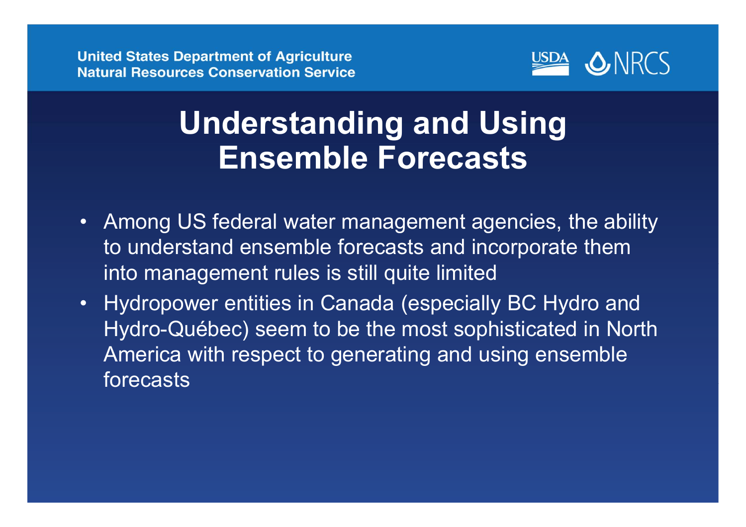# Understanding and Using Ensemble Forecasts

- Among US federal water management agencies, the ability to understand ensemble forecasts and incorporate them into management rules is still quite limited
- Hydropower entities in Canada (especially BC Hydro and Hydro-Québec) seem to be the most sophisticated in North America with respect to generating and using ensemble forecasts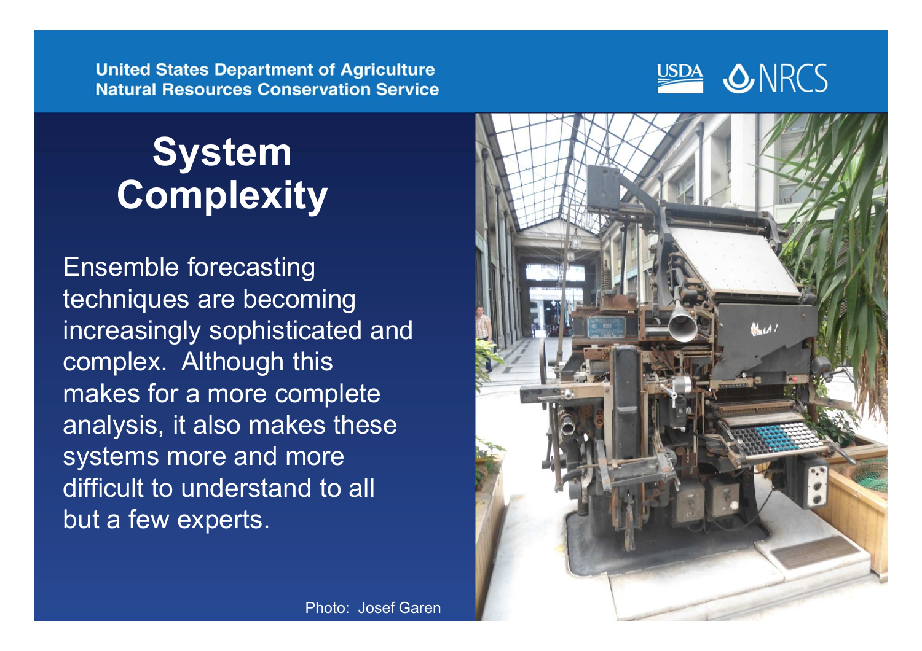# System Complexity

Ensemble forecasting techniques are becoming increasingly sophisticated and complex. Although this makes for a more complete analysis, it also makes these systems more and more difficult to understand to all but a few experts.

Photo: Josef Garen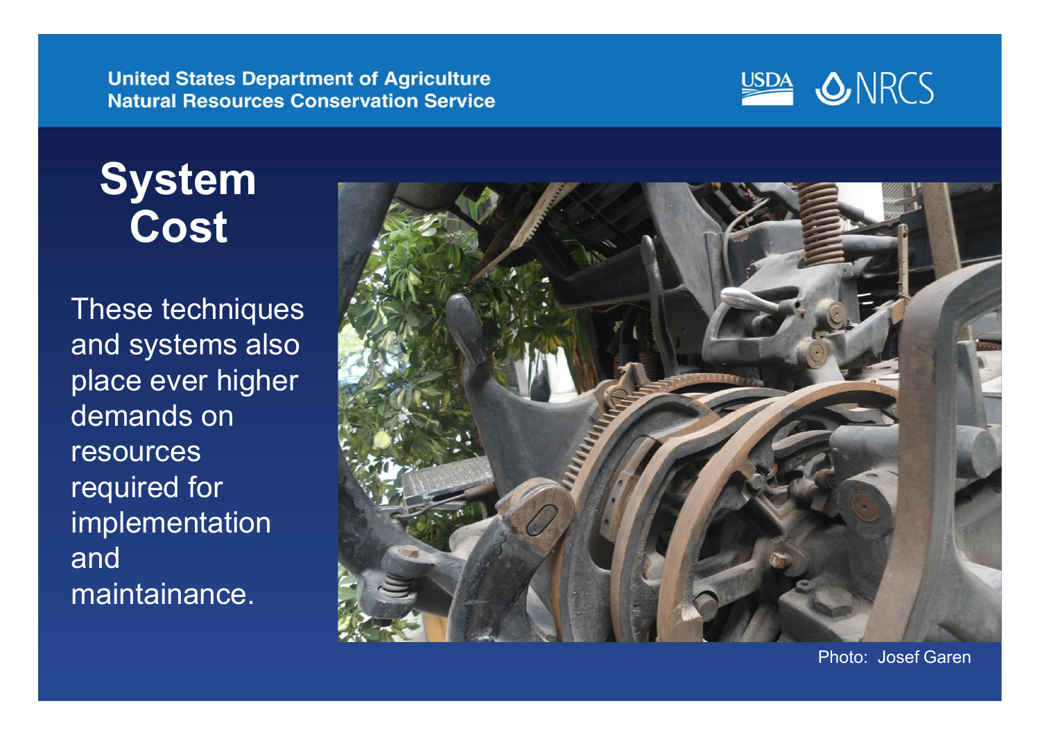# System Cost

These techniques and systems also place ever higher demands on resources required for implementation and maintainance.

Photo: Josef Garen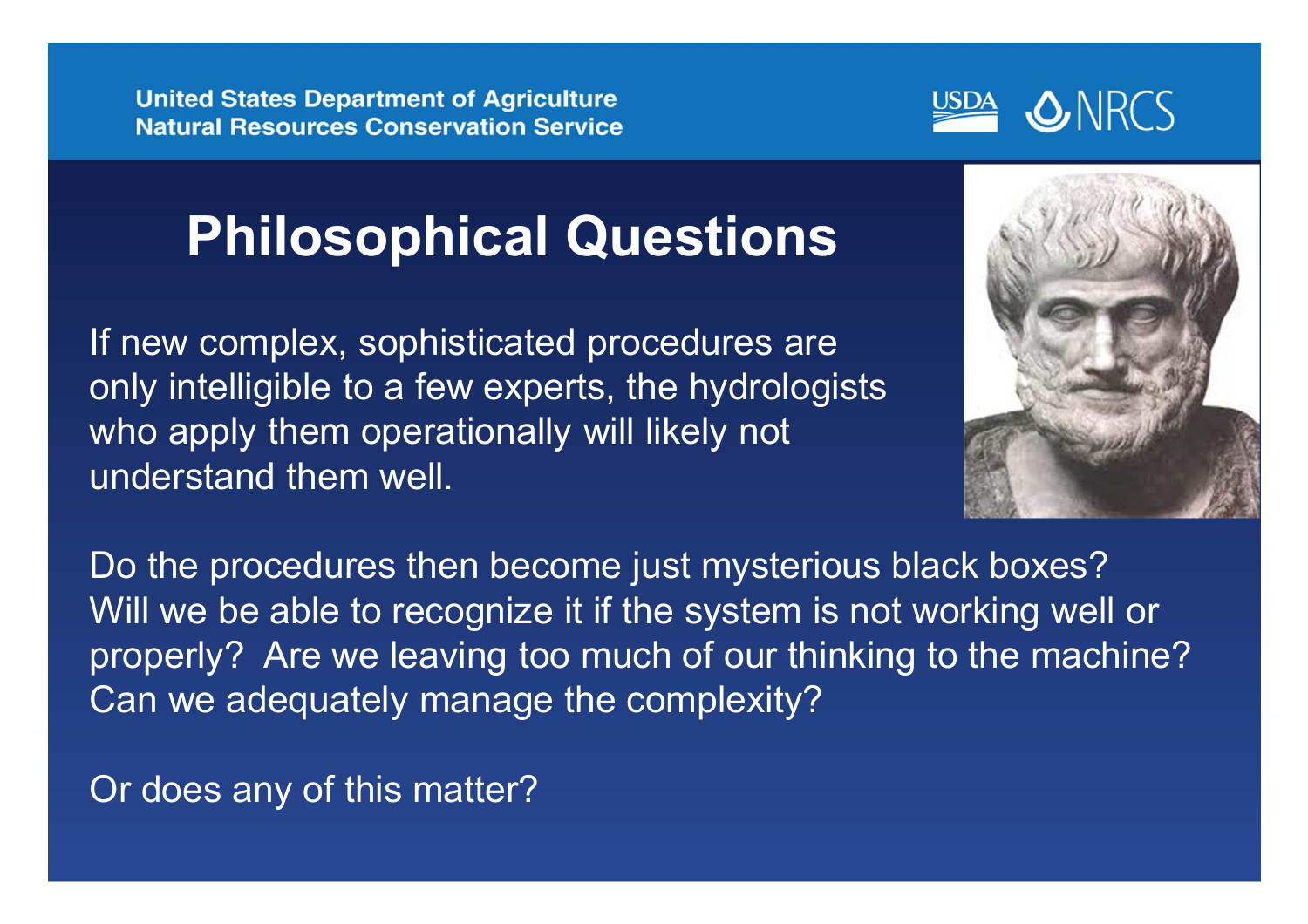# Philosophical Questions

If new complex, sophisticated procedures are only intelligible to a few experts, the hydrologists who apply them operationally will likely not understand them well.

Do the procedures then become just mysterious black boxes? Will we be able to recognize it if the system is not working well or properly? Are we leaving too much of our thinking to the machine? Can we adequately manage the complexity?

Or does any of this matter?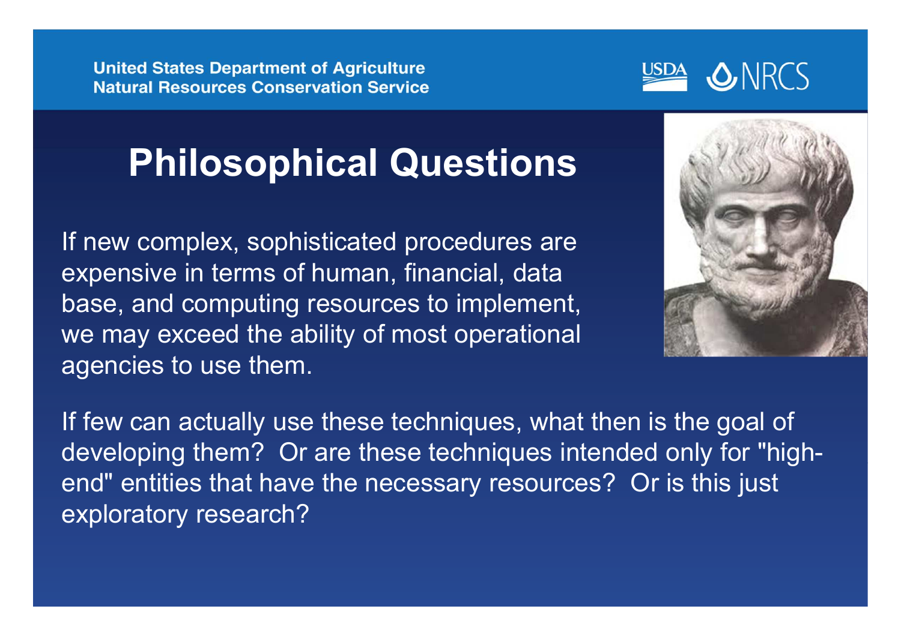## Philosophical Questions

If new complex, sophisticated procedures are expensive in terms of human, financial, data base, and computing resources to implement, we may exceed the ability of most operational agencies to use them.

If few can actually use these techniques, what then is the goal of developing them? Or are these techniques intended only for "high-end" entities that have the necessary resources? Or is this just exploratory research?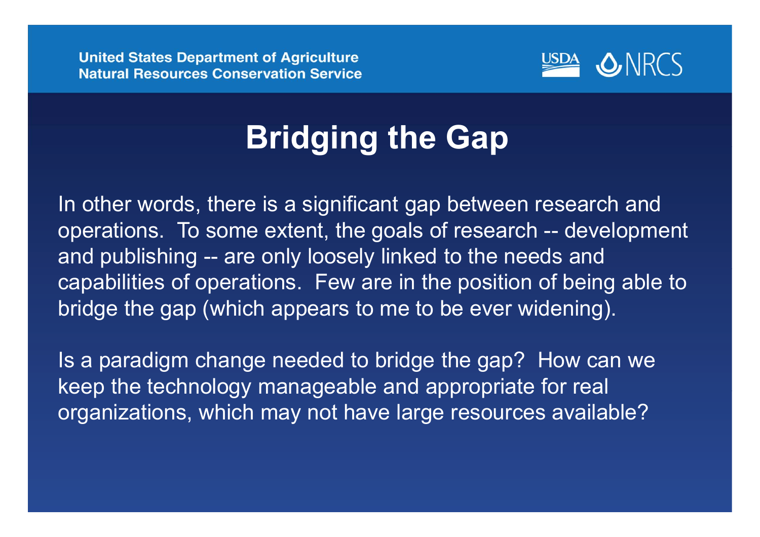# Bridging the Gap

In other words, there is a significant gap between research and operations. To some extent, the goals of research -- development and publishing -- are only loosely linked to the needs and capabilities of operations. Few are in the position of being able to bridge the gap (which appears to me to be ever widening).

Is a paradigm change needed to bridge the gap? How can we keep the technology manageable and appropriate for real organizations, which may not have large resources available?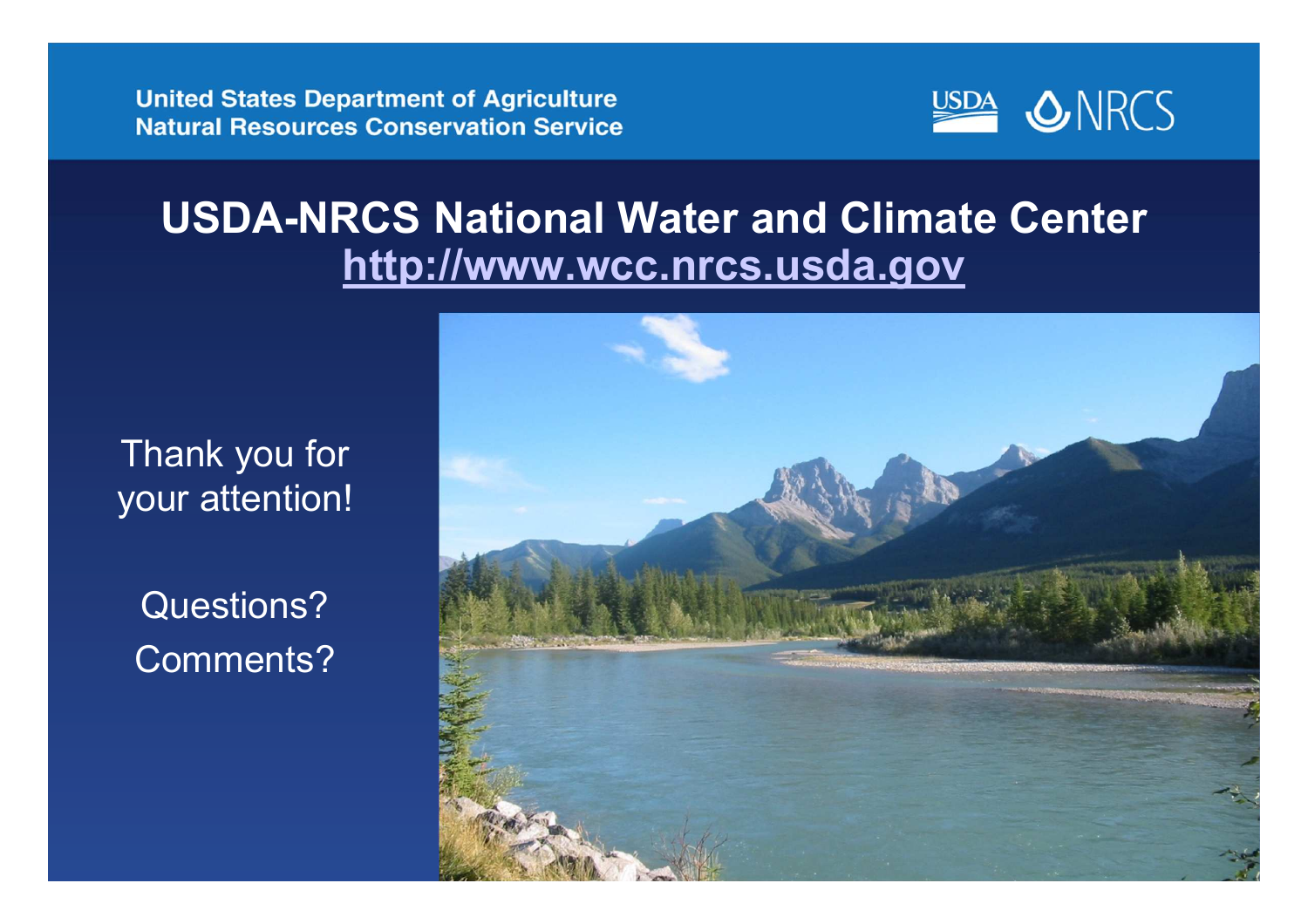United States Department of Agriculture
Natural Resources Conservation Service

USDA NRCS

# USDA-NRCS National Water and Climate Center

http://www.wcc.nrcs.usda.gov

Thank you for your attention!

Questions?

Comments?